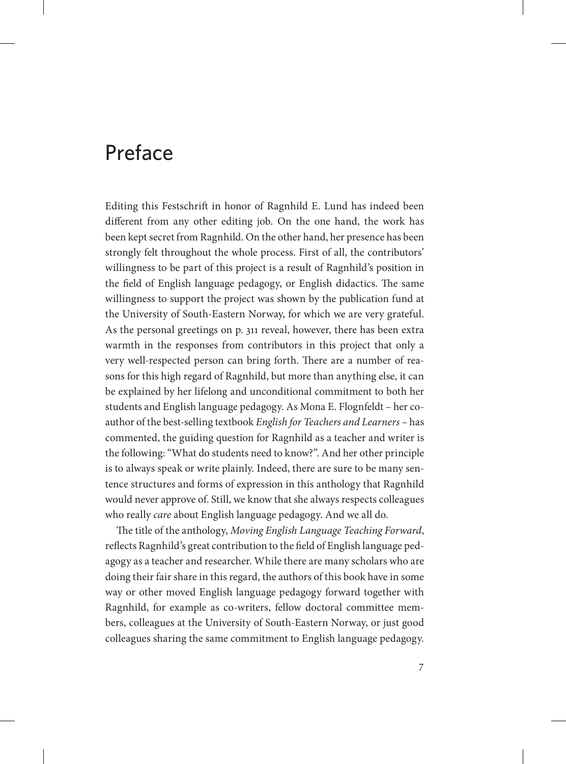# Preface

Editing this Festschrift in honor of Ragnhild E. Lund has indeed been different from any other editing job. On the one hand, the work has been kept secret from Ragnhild. On the other hand, her presence has been strongly felt throughout the whole process. First of all, the contributors' willingness to be part of this project is a result of Ragnhild's position in the field of English language pedagogy, or English didactics. The same willingness to support the project was shown by the publication fund at the University of South-Eastern Norway, for which we are very grateful. As the personal greetings on p. 311 reveal, however, there has been extra warmth in the responses from contributors in this project that only a very well-respected person can bring forth. There are a number of reasons for this high regard of Ragnhild, but more than anything else, it can be explained by her lifelong and unconditional commitment to both her students and English language pedagogy. As Mona E. Flognfeldt – her co-author of the best-selling textbook *English for Teachers and Learners* – has commented, the guiding question for Ragnhild as a teacher and writer is the following: "What do students need to know?". And her other principle is to always speak or write plainly. Indeed, there are sure to be many sentence structures and forms of expression in this anthology that Ragnhild would never approve of. Still, we know that she always respects colleagues who really *care* about English language pedagogy. And we all do.

The title of the anthology, *Moving English Language Teaching Forward*, reflects Ragnhild's great contribution to the field of English language pedagogy as a teacher and researcher. While there are many scholars who are doing their fair share in this regard, the authors of this book have in some way or other moved English language pedagogy forward together with Ragnhild, for example as co-writers, fellow doctoral committee members, colleagues at the University of South-Eastern Norway, or just good colleagues sharing the same commitment to English language pedagogy.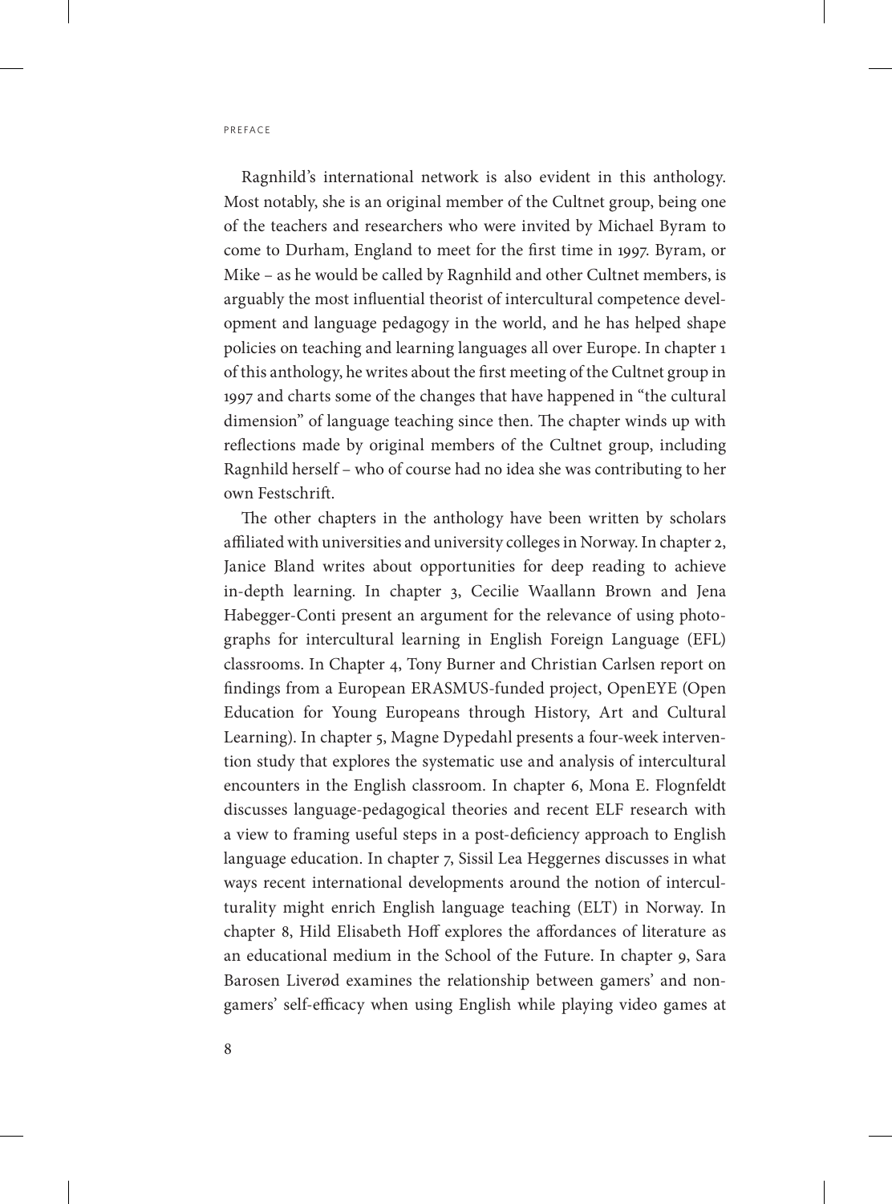Ragnhild's international network is also evident in this anthology. Most notably, she is an original member of the Cultnet group, being one of the teachers and researchers who were invited by Michael Byram to come to Durham, England to meet for the first time in 1997. Byram, or Mike – as he would be called by Ragnhild and other Cultnet members, is arguably the most influential theorist of intercultural competence development and language pedagogy in the world, and he has helped shape policies on teaching and learning languages all over Europe. In chapter 1 of this anthology, he writes about the first meeting of the Cultnet group in 1997 and charts some of the changes that have happened in "the cultural dimension" of language teaching since then. The chapter winds up with reflections made by original members of the Cultnet group, including Ragnhild herself – who of course had no idea she was contributing to her own Festschrift.

The other chapters in the anthology have been written by scholars affiliated with universities and university colleges in Norway. In chapter 2, Janice Bland writes about opportunities for deep reading to achieve in-depth learning. In chapter 3, Cecilie Waallann Brown and Jena Habegger-Conti present an argument for the relevance of using photographs for intercultural learning in English Foreign Language (EFL) classrooms. In Chapter 4, Tony Burner and Christian Carlsen report on findings from a European ERASMUS-funded project, OpenEYE (Open Education for Young Europeans through History, Art and Cultural Learning). In chapter 5, Magne Dypedahl presents a four-week intervention study that explores the systematic use and analysis of intercultural encounters in the English classroom. In chapter 6, Mona E. Flognfeldt discusses language-pedagogical theories and recent ELF research with a view to framing useful steps in a post-deficiency approach to English language education. In chapter 7, Sissil Lea Heggernes discusses in what ways recent international developments around the notion of interculturality might enrich English language teaching (ELT) in Norway. In chapter 8, Hild Elisabeth Hoff explores the affordances of literature as an educational medium in the School of the Future. In chapter 9, Sara Barosen Liverød examines the relationship between gamers' and non-gamers' self-efficacy when using English while playing video games at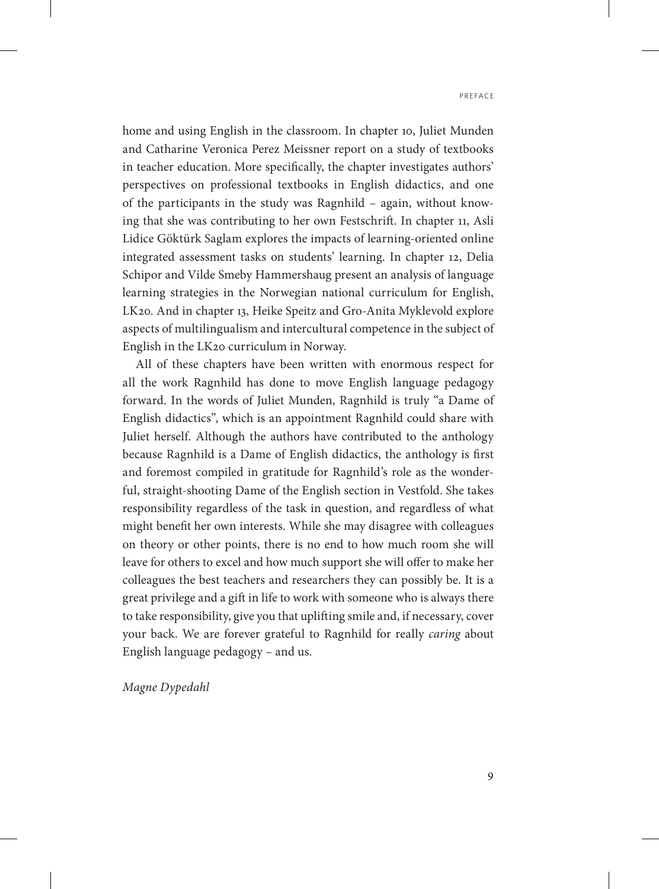home and using English in the classroom. In chapter 10, Juliet Munden and Catharine Veronica Perez Meissner report on a study of textbooks in teacher education. More specifically, the chapter investigates authors' perspectives on professional textbooks in English didactics, and one of the participants in the study was Ragnhild – again, without knowing that she was contributing to her own Festschrift. In chapter 11, Asli Lidice Göktürk Saglam explores the impacts of learning-oriented online integrated assessment tasks on students' learning. In chapter 12, Delia Schipor and Vilde Smeby Hammershaug present an analysis of language learning strategies in the Norwegian national curriculum for English, LK20. And in chapter 13, Heike Speitz and Gro-Anita Myklevold explore aspects of multilingualism and intercultural competence in the subject of English in the LK20 curriculum in Norway.

All of these chapters have been written with enormous respect for all the work Ragnhild has done to move English language pedagogy forward. In the words of Juliet Munden, Ragnhild is truly "a Dame of English didactics", which is an appointment Ragnhild could share with Juliet herself. Although the authors have contributed to the anthology because Ragnhild is a Dame of English didactics, the anthology is first and foremost compiled in gratitude for Ragnhild's role as the wonderful, straight-shooting Dame of the English section in Vestfold. She takes responsibility regardless of the task in question, and regardless of what might benefit her own interests. While she may disagree with colleagues on theory or other points, there is no end to how much room she will leave for others to excel and how much support she will offer to make her colleagues the best teachers and researchers they can possibly be. It is a great privilege and a gift in life to work with someone who is always there to take responsibility, give you that uplifting smile and, if necessary, cover your back. We are forever grateful to Ragnhild for really *caring* about English language pedagogy – and us.

*Magne Dypedahl*